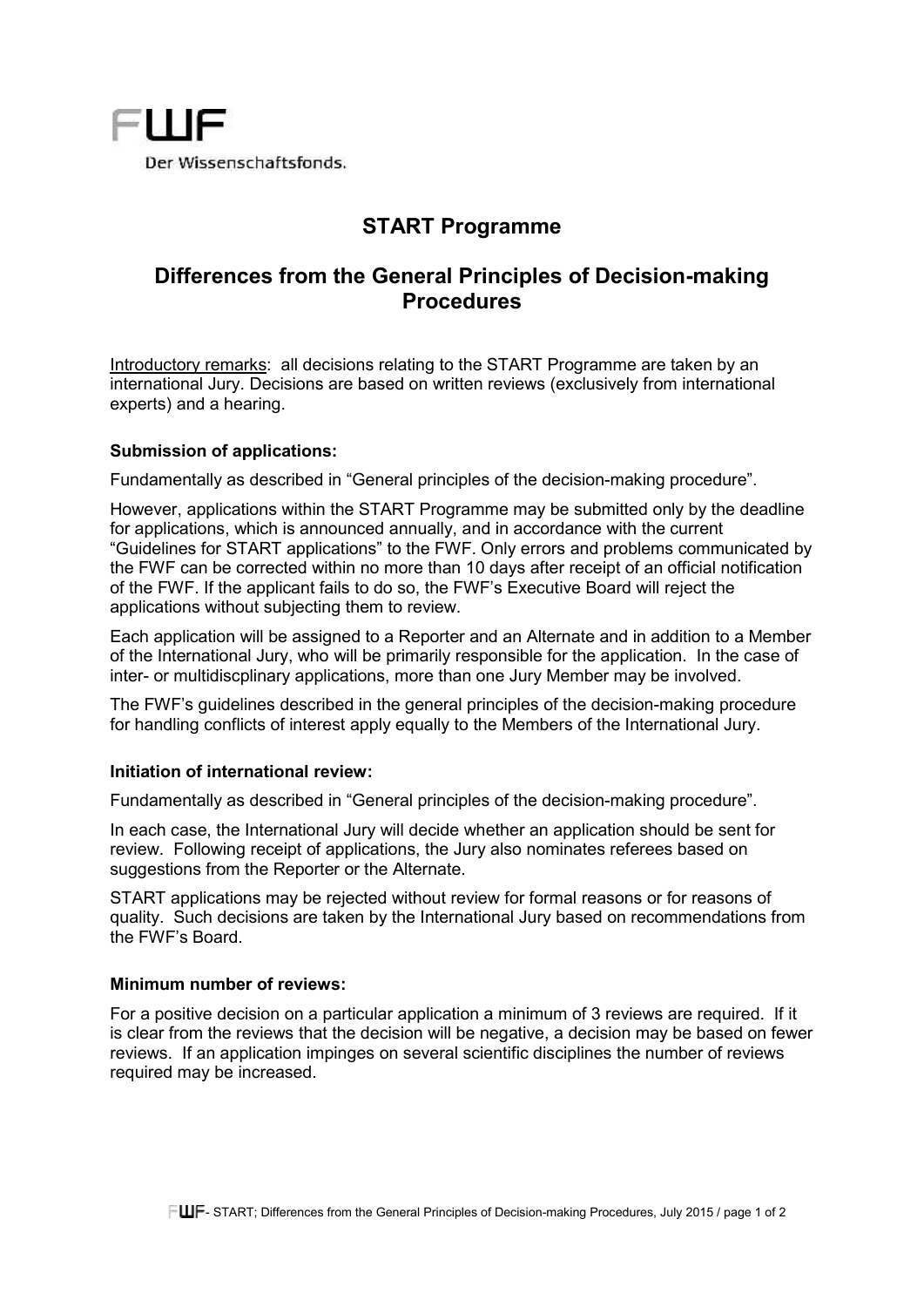FWF

Der Wissenschaftsfonds.

# START Programme

## Differences from the General Principles of Decision-making Procedures

Introductory remarks: all decisions relating to the START Programme are taken by an international Jury. Decisions are based on written reviews (exclusively from international experts) and a hearing.

**Submission of applications:**

Fundamentally as described in "General principles of the decision-making procedure".

However, applications within the START Programme may be submitted only by the deadline for applications, which is announced annually, and in accordance with the current "Guidelines for START applications" to the FWF. Only errors and problems communicated by the FWF can be corrected within no more than 10 days after receipt of an official notification of the FWF. If the applicant fails to do so, the FWF's Executive Board will reject the applications without subjecting them to review.

Each application will be assigned to a Reporter and an Alternate and in addition to a Member of the International Jury, who will be primarily responsible for the application. In the case of inter- or multidiscplinary applications, more than one Jury Member may be involved.

The FWF's guidelines described in the general principles of the decision-making procedure for handling conflicts of interest apply equally to the Members of the International Jury.

**Initiation of international review:**

Fundamentally as described in "General principles of the decision-making procedure".

In each case, the International Jury will decide whether an application should be sent for review. Following receipt of applications, the Jury also nominates referees based on suggestions from the Reporter or the Alternate.

START applications may be rejected without review for formal reasons or for reasons of quality. Such decisions are taken by the International Jury based on recommendations from the FWF's Board.

**Minimum number of reviews:**

For a positive decision on a particular application a minimum of 3 reviews are required. If it is clear from the reviews that the decision will be negative, a decision may be based on fewer reviews. If an application impinges on several scientific disciplines the number of reviews required may be increased.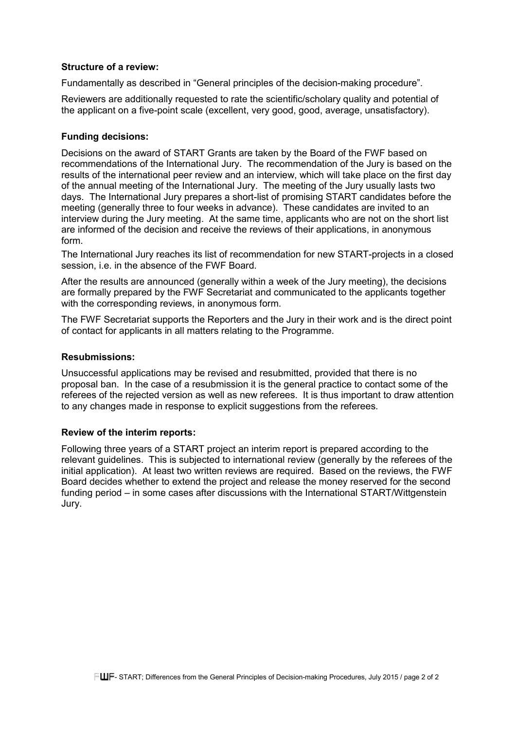**Structure of a review:**

Fundamentally as described in "General principles of the decision-making procedure".

Reviewers are additionally requested to rate the scientific/scholary quality and potential of the applicant on a five-point scale (excellent, very good, good, average, unsatisfactory).

**Funding decisions:**

Decisions on the award of START Grants are taken by the Board of the FWF based on recommendations of the International Jury. The recommendation of the Jury is based on the results of the international peer review and an interview, which will take place on the first day of the annual meeting of the International Jury. The meeting of the Jury usually lasts two days. The International Jury prepares a short-list of promising START candidates before the meeting (generally three to four weeks in advance). These candidates are invited to an interview during the Jury meeting. At the same time, applicants who are not on the short list are informed of the decision and receive the reviews of their applications, in anonymous form.

The International Jury reaches its list of recommendation for new START-projects in a closed session, i.e. in the absence of the FWF Board.

After the results are announced (generally within a week of the Jury meeting), the decisions are formally prepared by the FWF Secretariat and communicated to the applicants together with the corresponding reviews, in anonymous form.

The FWF Secretariat supports the Reporters and the Jury in their work and is the direct point of contact for applicants in all matters relating to the Programme.

**Resubmissions:**

Unsuccessful applications may be revised and resubmitted, provided that there is no proposal ban. In the case of a resubmission it is the general practice to contact some of the referees of the rejected version as well as new referees. It is thus important to draw attention to any changes made in response to explicit suggestions from the referees.

**Review of the interim reports:**

Following three years of a START project an interim report is prepared according to the relevant guidelines. This is subjected to international review (generally by the referees of the initial application). At least two written reviews are required. Based on the reviews, the FWF Board decides whether to extend the project and release the money reserved for the second funding period – in some cases after discussions with the International START/Wittgenstein Jury.